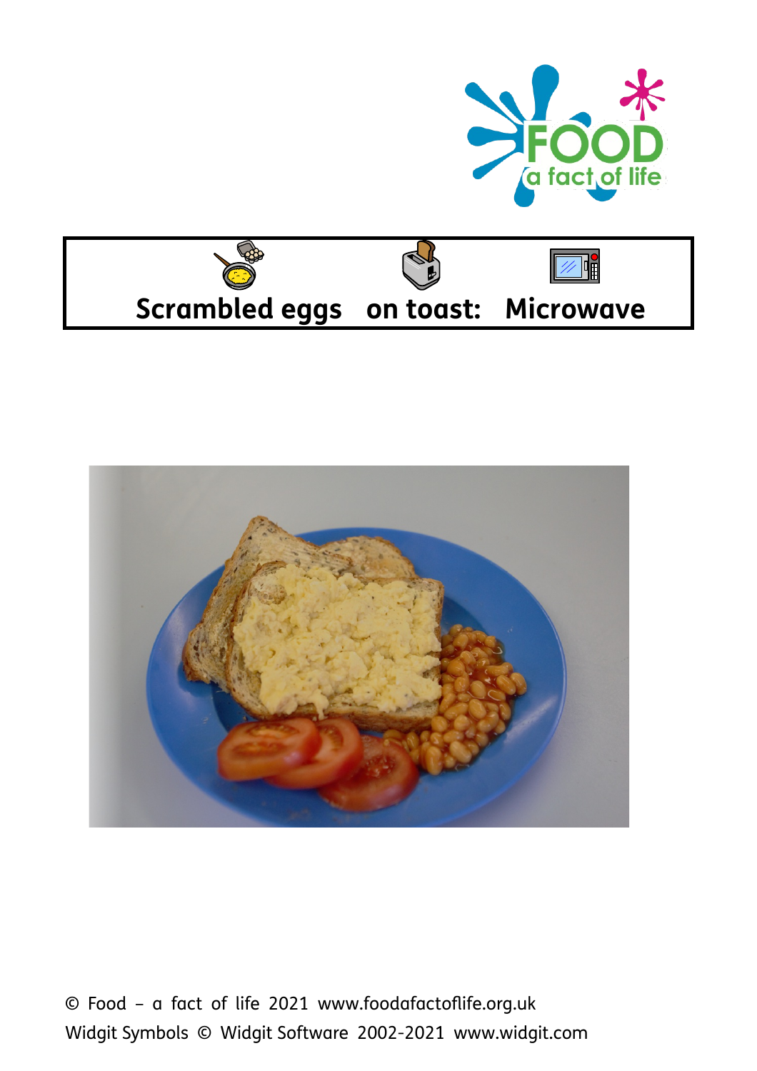# Scrambled eggs on toast: Microwave

© Food – a fact of life 2021 www.foodafactoflife.org.uk
Widgit Symbols © Widgit Software 2002-2021 www.widgit.com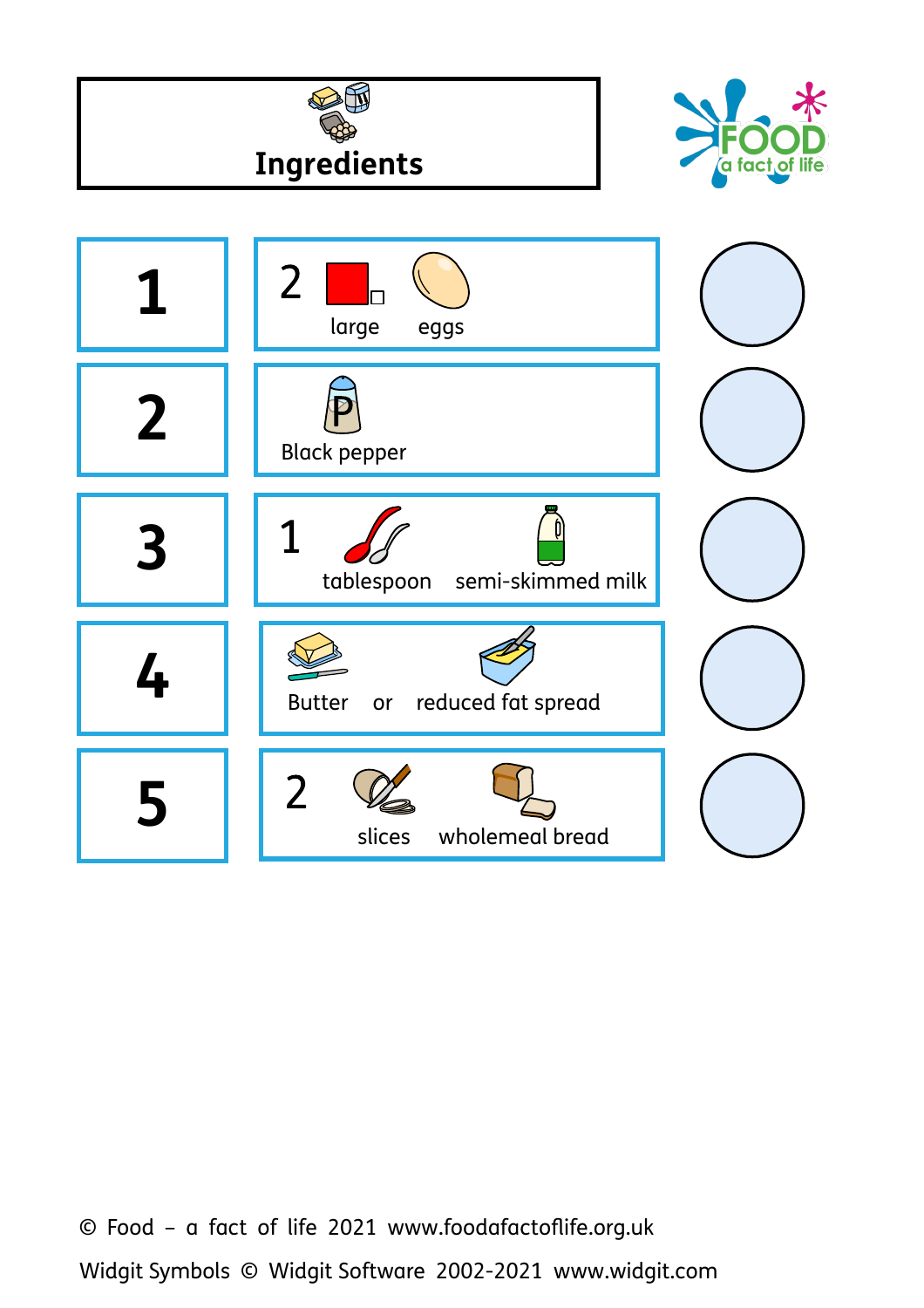# Ingredients

| | | |
|---|---|---|
| 1 | 2 large eggs | |
| 2 | Black pepper | |
| 3 | 1 tablespoon semi-skimmed milk | |
| 4 | Butter or reduced fat spread | |
| 5 | 2 slices wholemeal bread | |

© Food – a fact of life 2021 www.foodafactoflife.org.uk

Widgit Symbols © Widgit Software 2002-2021 www.widgit.com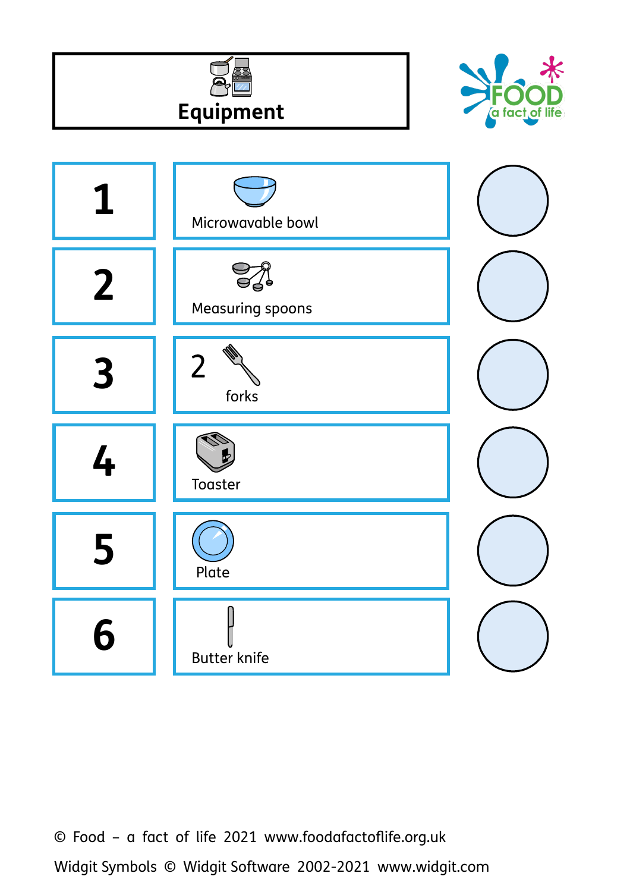# Equipment

| | | |
|---|---|---|
| 1 | Microwavable bowl | |
| 2 | Measuring spoons | |
| 3 | 2 forks | |
| 4 | Toaster | |
| 5 | Plate | |
| 6 | Butter knife | |

© Food – a fact of life 2021 www.foodafactoflife.org.uk

Widgit Symbols © Widgit Software 2002-2021 www.widgit.com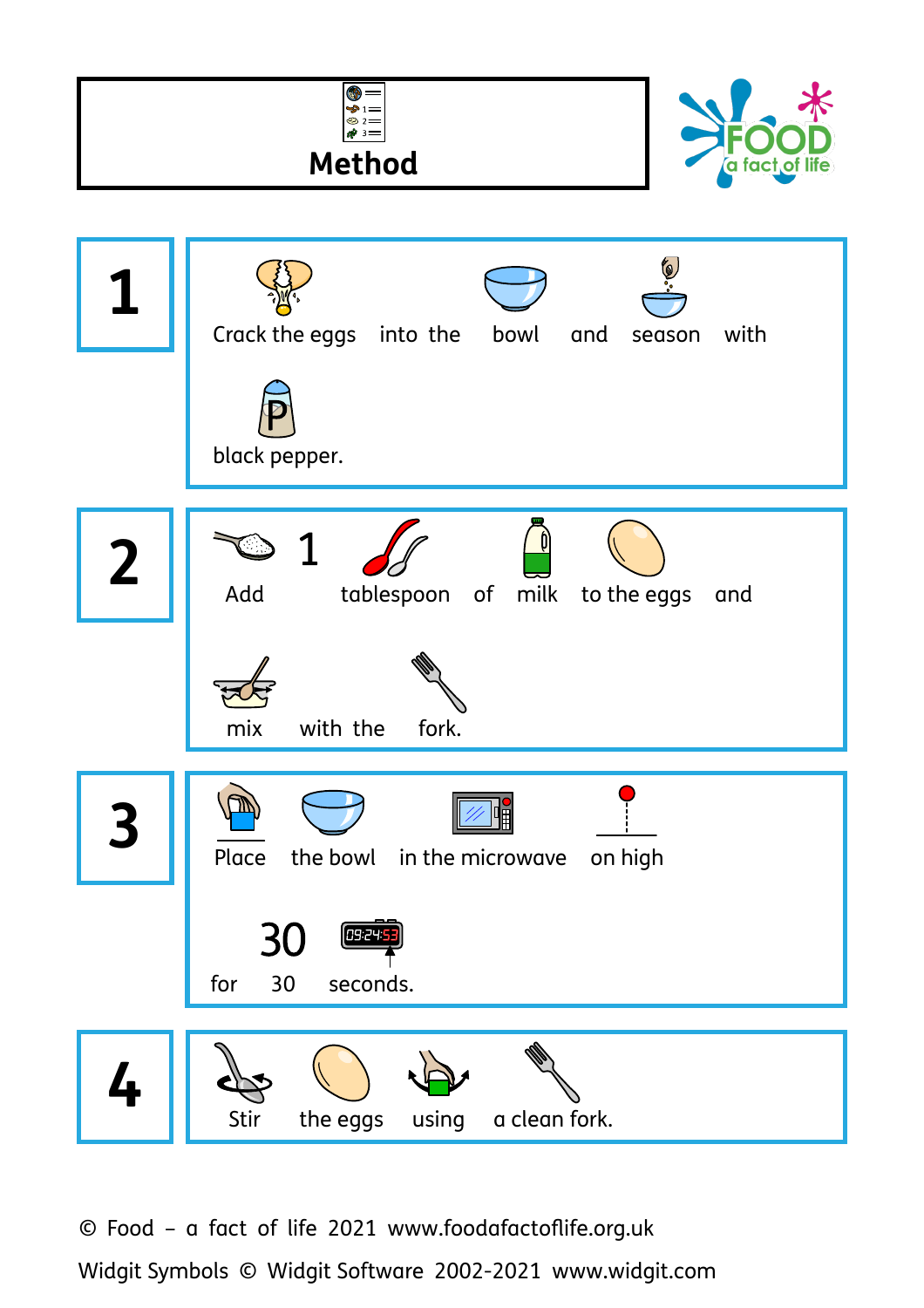# Method

1. Crack the eggs into the bowl and season with black pepper.

2. Add 1 tablespoon of milk to the eggs and mix with the fork.

3. Place the bowl in the microwave on high for 30 seconds.

4. Stir the eggs using a clean fork.

© Food – a fact of life 2021 www.foodafactoflife.org.uk

Widgit Symbols © Widgit Software 2002-2021 www.widgit.com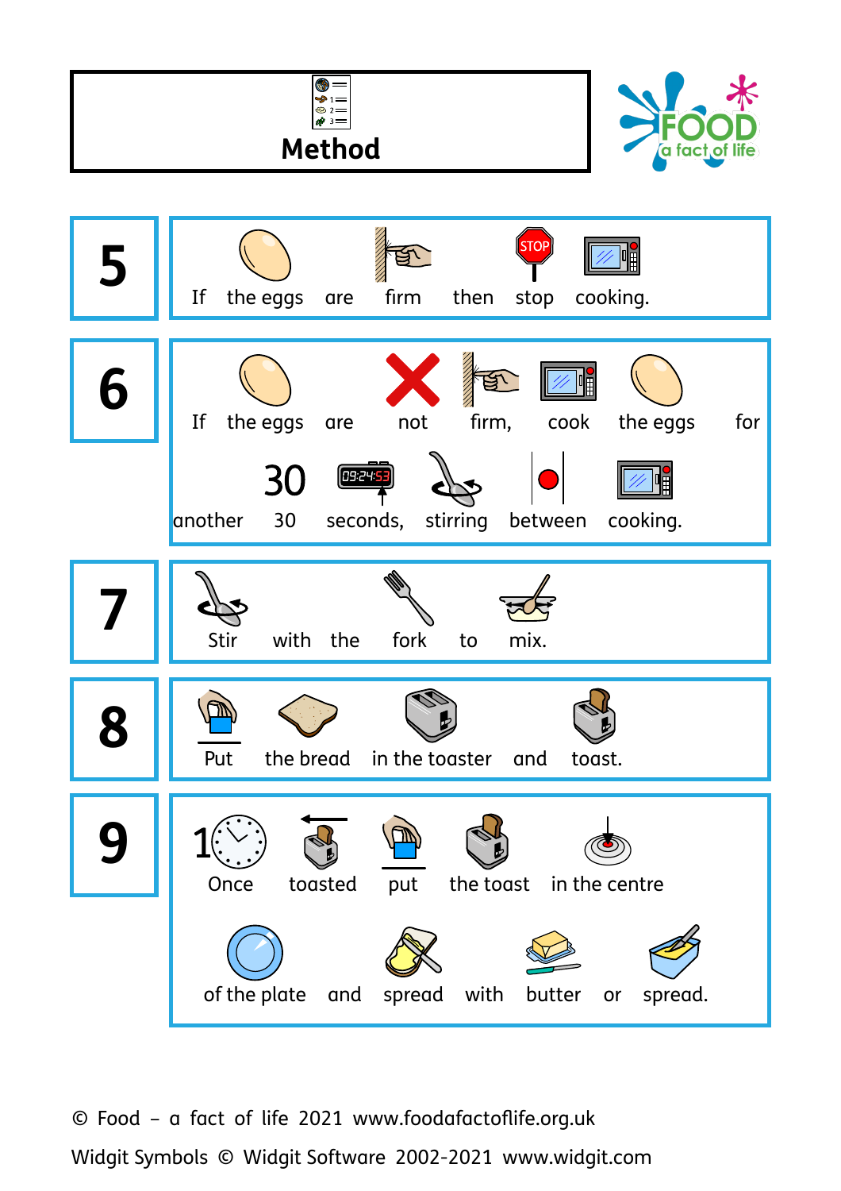# Method

**5** If the eggs are firm then stop cooking.

**6** If the eggs are not firm, cook the eggs for another 30 seconds, stirring between cooking.

**7** Stir with the fork to mix.

**8** Put the bread in the toaster and toast.

**9** Once toasted put the toast in the centre of the plate and spread with butter or spread.

© Food – a fact of life 2021 www.foodafactoflife.org.uk

Widgit Symbols © Widgit Software 2002-2021 www.widgit.com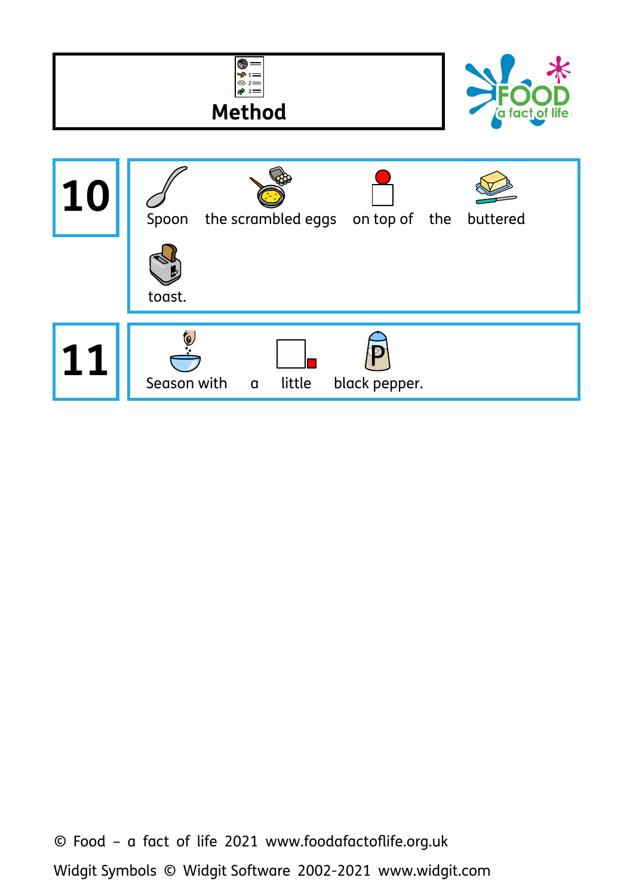# Method

**10** Spoon the scrambled eggs on top of the buttered toast.

**11** Season with a little black pepper.

© Food – a fact of life 2021 www.foodafactoflife.org.uk

Widgit Symbols © Widgit Software 2002-2021 www.widgit.com